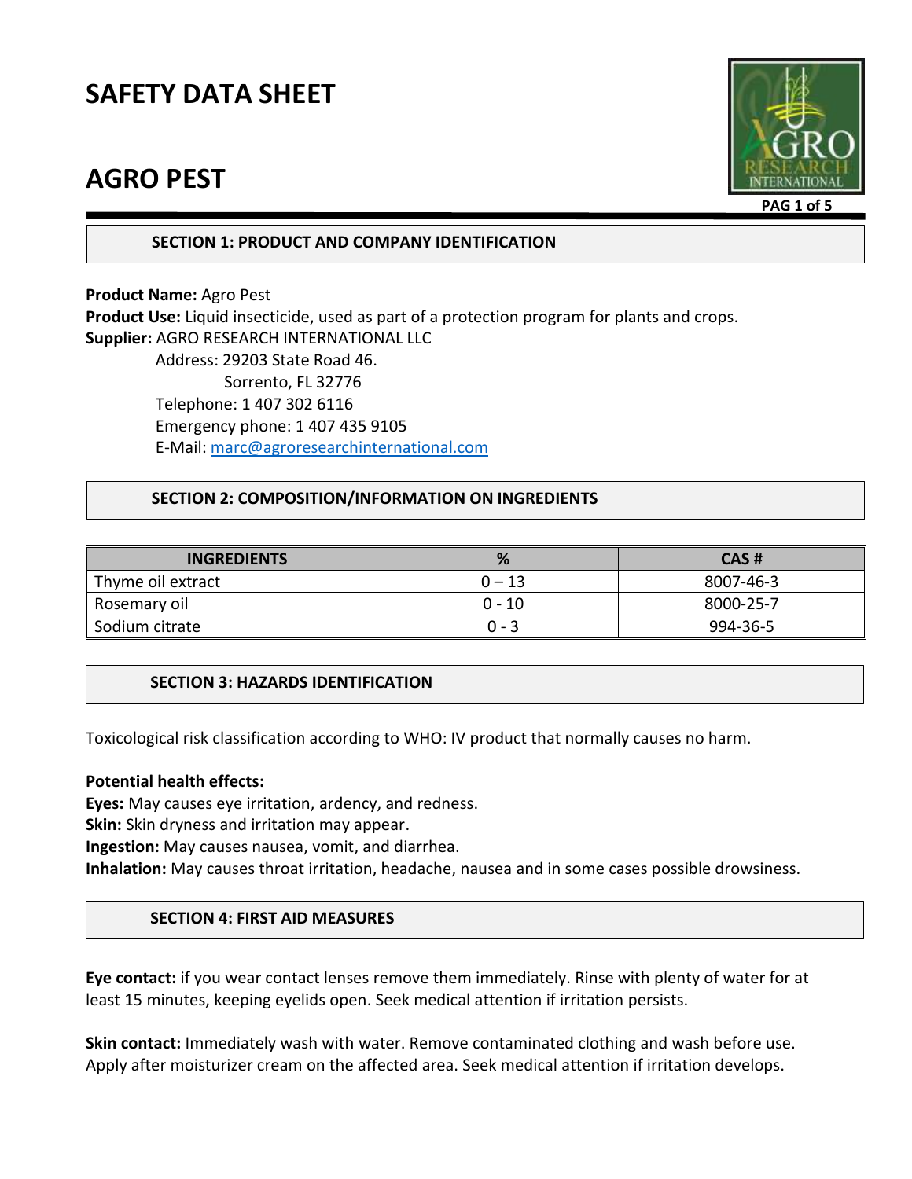# SAFETY DATA SHEET

# AGRO PEST

## SECTION 1: PRODUCT AND COMPANY IDENTIFICATION

**Product Name:** Agro Pest
**Product Use:** Liquid insecticide, used as part of a protection program for plants and crops.
**Supplier:** AGRO RESEARCH INTERNATIONAL LLC
Address: 29203 State Road 46.
Sorrento, FL 32776
Telephone: 1 407 302 6116
Emergency phone: 1 407 435 9105
E-Mail: marc@agroresearchinternational.com

## SECTION 2: COMPOSITION/INFORMATION ON INGREDIENTS

| INGREDIENTS | % | CAS # |
|---|---|---|
| Thyme oil extract | 0 – 13 | 8007-46-3 |
| Rosemary oil | 0 - 10 | 8000-25-7 |
| Sodium citrate | 0 - 3 | 994-36-5 |

## SECTION 3: HAZARDS IDENTIFICATION

Toxicological risk classification according to WHO: IV product that normally causes no harm.

**Potential health effects:**
**Eyes:** May causes eye irritation, ardency, and redness.
**Skin:** Skin dryness and irritation may appear.
**Ingestion:** May causes nausea, vomit, and diarrhea.
**Inhalation:** May causes throat irritation, headache, nausea and in some cases possible drowsiness.

## SECTION 4: FIRST AID MEASURES

**Eye contact:** if you wear contact lenses remove them immediately. Rinse with plenty of water for at least 15 minutes, keeping eyelids open. Seek medical attention if irritation persists.

**Skin contact:** Immediately wash with water. Remove contaminated clothing and wash before use. Apply after moisturizer cream on the affected area. Seek medical attention if irritation develops.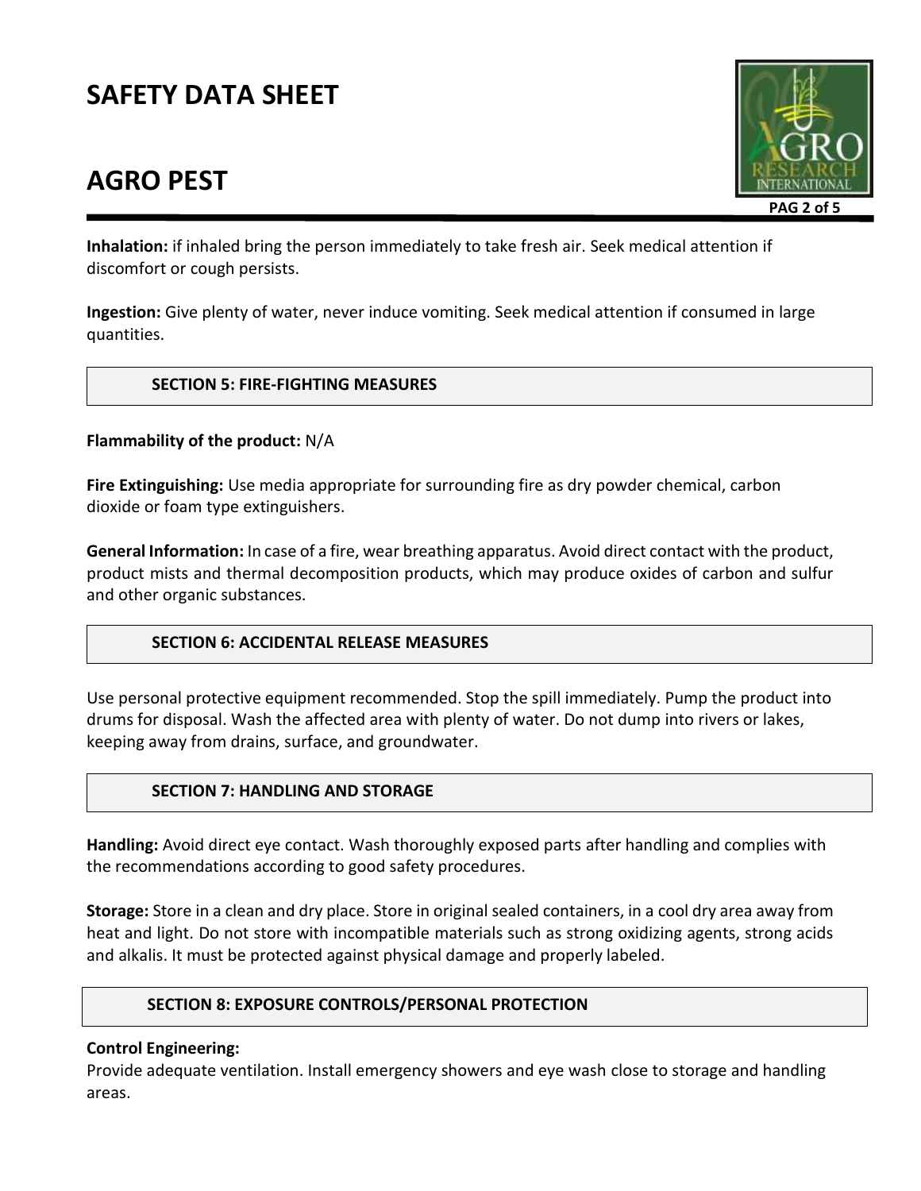**Inhalation:** if inhaled bring the person immediately to take fresh air. Seek medical attention if discomfort or cough persists.

**Ingestion:** Give plenty of water, never induce vomiting. Seek medical attention if consumed in large quantities.

## SECTION 5: FIRE-FIGHTING MEASURES

**Flammability of the product:** N/A

**Fire Extinguishing:** Use media appropriate for surrounding fire as dry powder chemical, carbon dioxide or foam type extinguishers.

**General Information:** In case of a fire, wear breathing apparatus. Avoid direct contact with the product, product mists and thermal decomposition products, which may produce oxides of carbon and sulfur and other organic substances.

## SECTION 6: ACCIDENTAL RELEASE MEASURES

Use personal protective equipment recommended. Stop the spill immediately. Pump the product into drums for disposal. Wash the affected area with plenty of water. Do not dump into rivers or lakes, keeping away from drains, surface, and groundwater.

## SECTION 7: HANDLING AND STORAGE

**Handling:** Avoid direct eye contact. Wash thoroughly exposed parts after handling and complies with the recommendations according to good safety procedures.

**Storage:** Store in a clean and dry place. Store in original sealed containers, in a cool dry area away from heat and light. Do not store with incompatible materials such as strong oxidizing agents, strong acids and alkalis. It must be protected against physical damage and properly labeled.

## SECTION 8: EXPOSURE CONTROLS/PERSONAL PROTECTION

**Control Engineering:**
Provide adequate ventilation. Install emergency showers and eye wash close to storage and handling areas.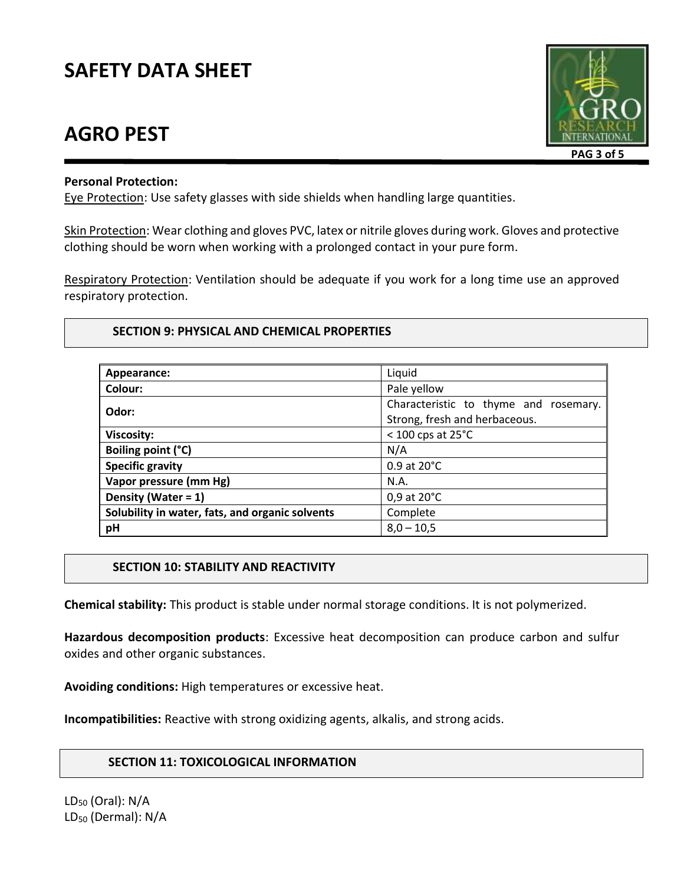**Personal Protection:**

Eye Protection: Use safety glasses with side shields when handling large quantities.

Skin Protection: Wear clothing and gloves PVC, latex or nitrile gloves during work. Gloves and protective clothing should be worn when working with a prolonged contact in your pure form.

Respiratory Protection: Ventilation should be adequate if you work for a long time use an approved respiratory protection.

## SECTION 9: PHYSICAL AND CHEMICAL PROPERTIES

| | |
|---|---|
| **Appearance:** | Liquid |
| **Colour:** | Pale yellow |
| **Odor:** | Characteristic to thyme and rosemary. Strong, fresh and herbaceous. |
| **Viscosity:** | < 100 cps at 25°C |
| **Boiling point (°C)** | N/A |
| **Specific gravity** | 0.9 at 20°C |
| **Vapor pressure (mm Hg)** | N.A. |
| **Density (Water = 1)** | 0,9 at 20°C |
| **Solubility in water, fats, and organic solvents** | Complete |
| **pH** | 8,0 – 10,5 |

## SECTION 10: STABILITY AND REACTIVITY

**Chemical stability:** This product is stable under normal storage conditions. It is not polymerized.

**Hazardous decomposition products**: Excessive heat decomposition can produce carbon and sulfur oxides and other organic substances.

**Avoiding conditions:** High temperatures or excessive heat.

**Incompatibilities:** Reactive with strong oxidizing agents, alkalis, and strong acids.

## SECTION 11: TOXICOLOGICAL INFORMATION

$LD_{50}$ (Oral): N/A
$LD_{50}$ (Dermal): N/A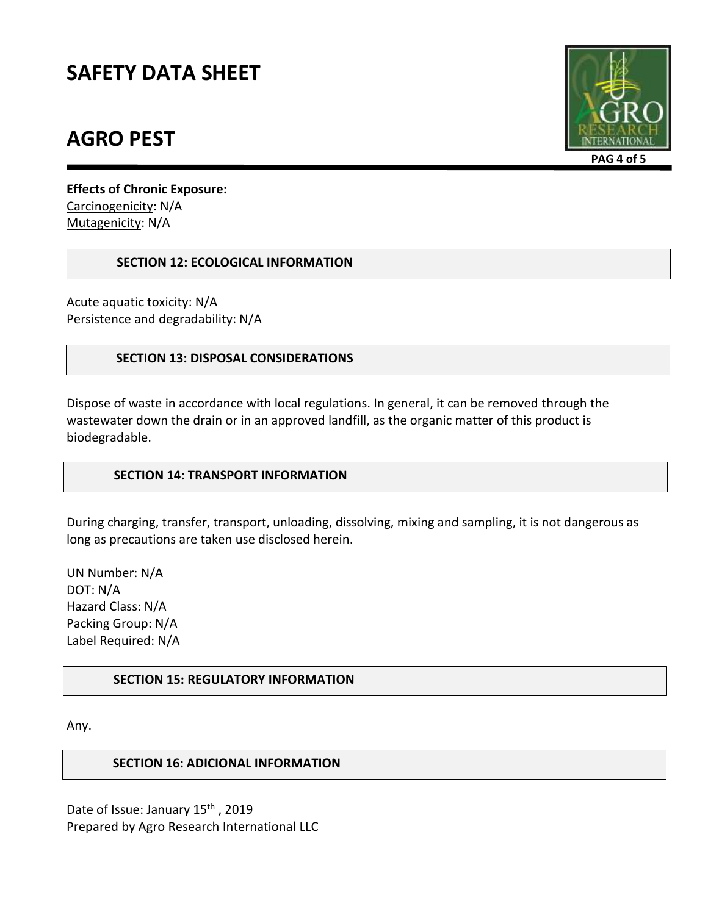**Effects of Chronic Exposure:**
Carcinogenicity: N/A
Mutagenicity: N/A

## SECTION 12: ECOLOGICAL INFORMATION

Acute aquatic toxicity: N/A
Persistence and degradability: N/A

## SECTION 13: DISPOSAL CONSIDERATIONS

Dispose of waste in accordance with local regulations. In general, it can be removed through the wastewater down the drain or in an approved landfill, as the organic matter of this product is biodegradable.

## SECTION 14: TRANSPORT INFORMATION

During charging, transfer, transport, unloading, dissolving, mixing and sampling, it is not dangerous as long as precautions are taken use disclosed herein.

UN Number: N/A
DOT: N/A
Hazard Class: N/A
Packing Group: N/A
Label Required: N/A

## SECTION 15: REGULATORY INFORMATION

Any.

## SECTION 16: ADICIONAL INFORMATION

Date of Issue: January 15th , 2019
Prepared by Agro Research International LLC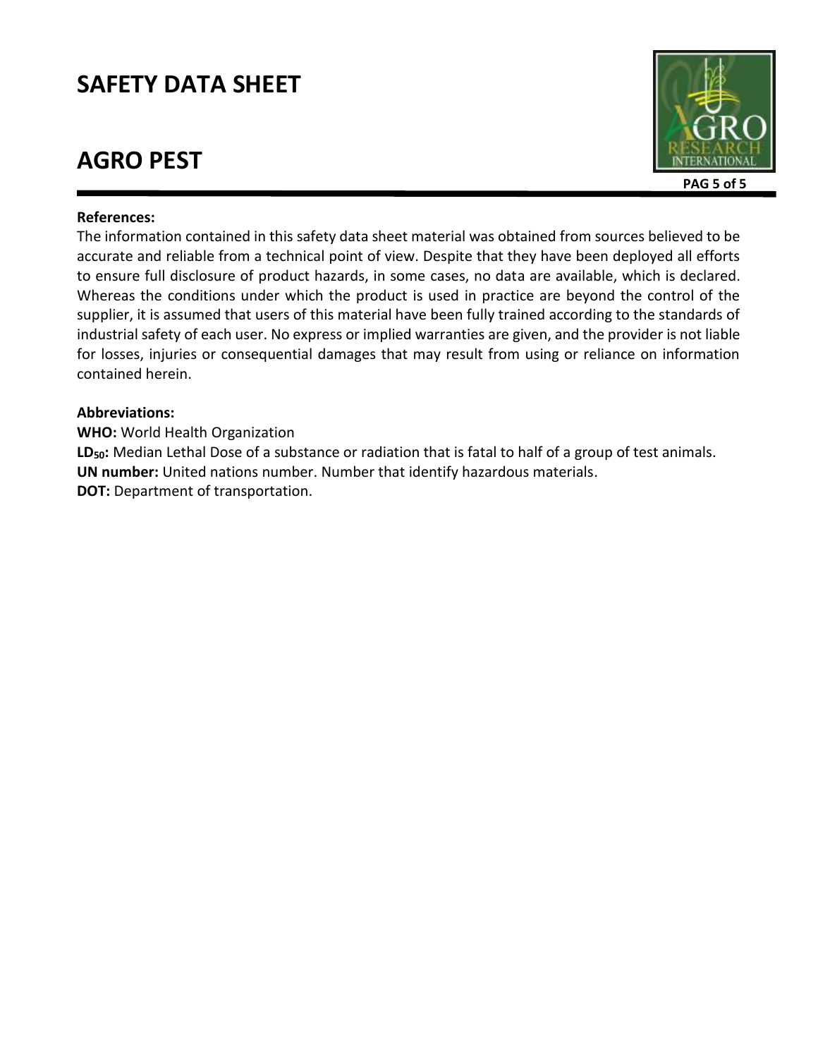**References:**

The information contained in this safety data sheet material was obtained from sources believed to be accurate and reliable from a technical point of view. Despite that they have been deployed all efforts to ensure full disclosure of product hazards, in some cases, no data are available, which is declared. Whereas the conditions under which the product is used in practice are beyond the control of the supplier, it is assumed that users of this material have been fully trained according to the standards of industrial safety of each user. No express or implied warranties are given, and the provider is not liable for losses, injuries or consequential damages that may result from using or reliance on information contained herein.

**Abbreviations:**

**WHO:** World Health Organization

**$LD_{50}$:** Median Lethal Dose of a substance or radiation that is fatal to half of a group of test animals.

**UN number:** United nations number. Number that identify hazardous materials.

**DOT:** Department of transportation.